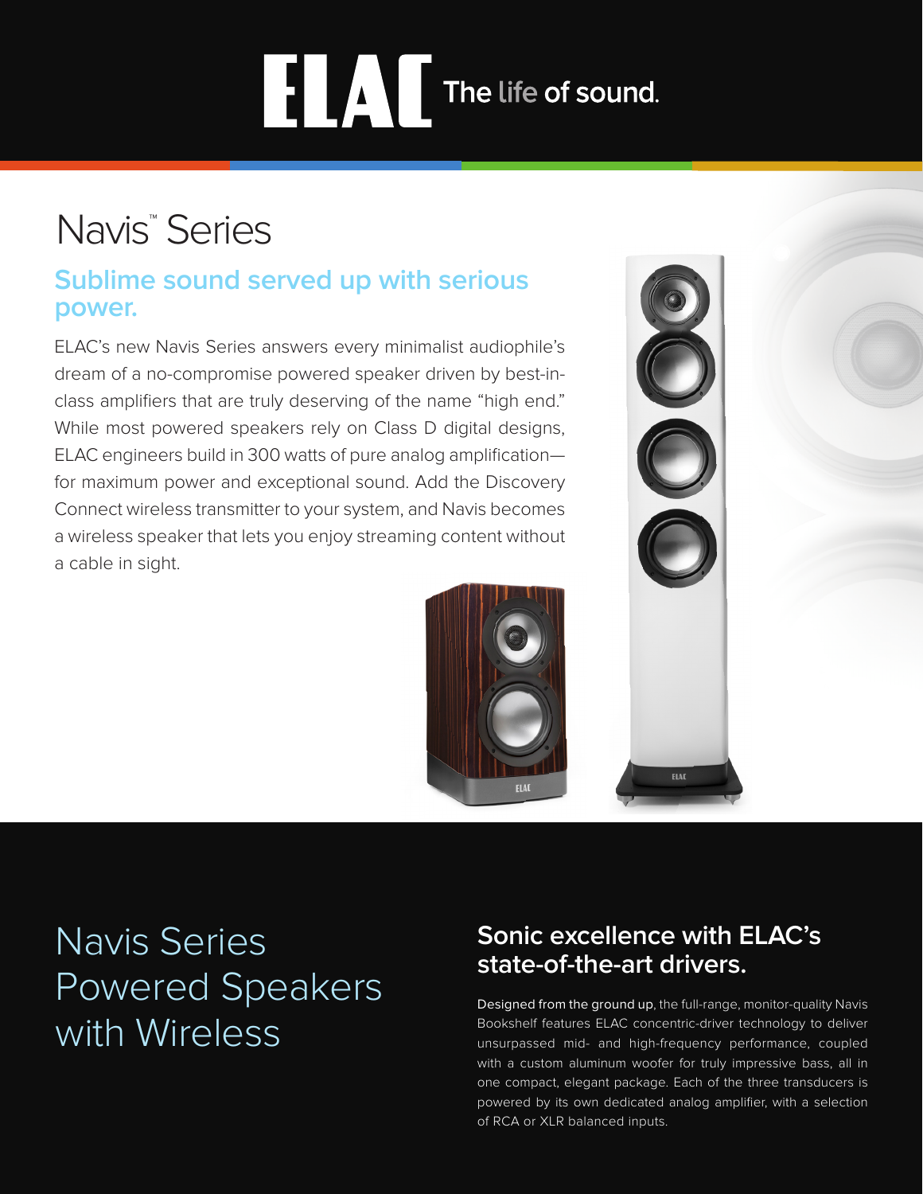ELAC The life of sound.

# Navis™ Series

## Sublime sound served up with serious power.

ELAC's new Navis Series answers every minimalist audiophile's dream of a no-compromise powered speaker driven by best-in-class amplifiers that are truly deserving of the name "high end." While most powered speakers rely on Class D digital designs, ELAC engineers build in 300 watts of pure analog amplification—for maximum power and exceptional sound. Add the Discovery Connect wireless transmitter to your system, and Navis becomes a wireless speaker that lets you enjoy streaming content without a cable in sight.

# Navis Series Powered Speakers with Wireless

## Sonic excellence with ELAC's state-of-the-art drivers.

Designed from the ground up, the full-range, monitor-quality Navis Bookshelf features ELAC concentric-driver technology to deliver unsurpassed mid- and high-frequency performance, coupled with a custom aluminum woofer for truly impressive bass, all in one compact, elegant package. Each of the three transducers is powered by its own dedicated analog amplifier, with a selection of RCA or XLR balanced inputs.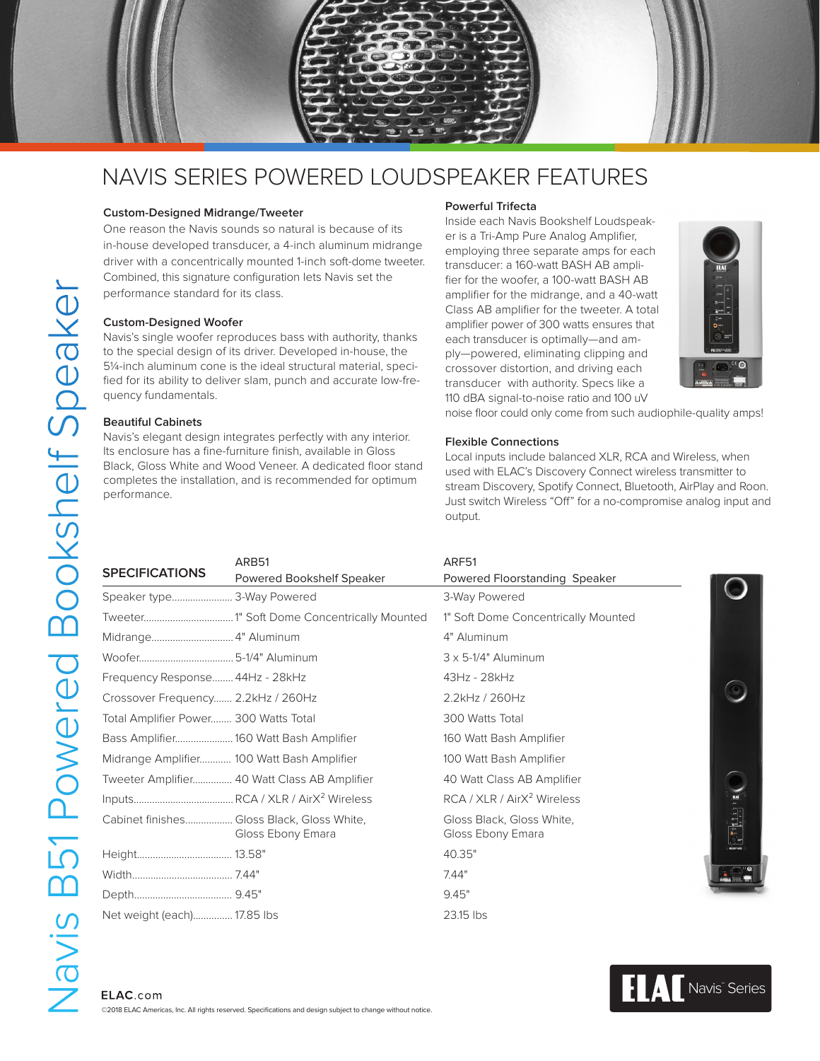// Navis B51 Powered Bookshelf Speaker

# NAVIS SERIES POWERED LOUDSPEAKER FEATURES

### Custom-Designed Midrange/Tweeter

One reason the Navis sounds so natural is because of its in-house developed transducer, a 4-inch aluminum midrange driver with a concentrically mounted 1-inch soft-dome tweeter. Combined, this signature configuration lets Navis set the performance standard for its class.

### Custom-Designed Woofer

Navis's single woofer reproduces bass with authority, thanks to the special design of its driver. Developed in-house, the 5¼-inch aluminum cone is the ideal structural material, specified for its ability to deliver slam, punch and accurate low-frequency fundamentals.

### Beautiful Cabinets

Navis's elegant design integrates perfectly with any interior. Its enclosure has a fine-furniture finish, available in Gloss Black, Gloss White and Wood Veneer. A dedicated floor stand completes the installation, and is recommended for optimum performance.

### Powerful Trifecta

Inside each Navis Bookshelf Loudspeaker is a Tri-Amp Pure Analog Amplifier, employing three separate amps for each transducer: a 160-watt BASH AB amplifier for the woofer, a 100-watt BASH AB amplifier for the midrange, and a 40-watt Class AB amplifier for the tweeter. A total amplifier power of 300 watts ensures that each transducer is optimally—and amply—powered, eliminating clipping and crossover distortion, and driving each transducer with authority. Specs like a 110 dBA signal-to-noise ratio and 100 uV noise floor could only come from such audiophile-quality amps!

### Flexible Connections

Local inputs include balanced XLR, RCA and Wireless, when used with ELAC's Discovery Connect wireless transmitter to stream Discovery, Spotify Connect, Bluetooth, AirPlay and Roon. Just switch Wireless "Off" for a no-compromise analog input and output.

| SPECIFICATIONS | ARB51 Powered Bookshelf Speaker | ARF51 Powered Floorstanding Speaker |
|---|---|---|
| Speaker type | 3-Way Powered | 3-Way Powered |
| Tweeter | 1" Soft Dome Concentrically Mounted | 1" Soft Dome Concentrically Mounted |
| Midrange | 4" Aluminum | 4" Aluminum |
| Woofer | 5-1/4" Aluminum | 3 x 5-1/4" Aluminum |
| Frequency Response | 44Hz - 28kHz | 43Hz - 28kHz |
| Crossover Frequency | 2.2kHz / 260Hz | 2.2kHz / 260Hz |
| Total Amplifier Power | 300 Watts Total | 300 Watts Total |
| Bass Amplifier | 160 Watt Bash Amplifier | 160 Watt Bash Amplifier |
| Midrange Amplifier | 100 Watt Bash Amplifier | 100 Watt Bash Amplifier |
| Tweeter Amplifier | 40 Watt Class AB Amplifier | 40 Watt Class AB Amplifier |
| Inputs | RCA / XLR / AirX² Wireless | RCA / XLR / AirX² Wireless |
| Cabinet finishes | Gloss Black, Gloss White, Gloss Ebony Emara | Gloss Black, Gloss White, Gloss Ebony Emara |
| Height | 13.58" | 40.35" |
| Width | 7.44" | 7.44" |
| Depth | 9.45" | 9.45" |
| Net weight (each) | 17.85 lbs | 23.15 lbs |

**ELAC**.com

©2018 ELAC Americas, Inc. All rights reserved. Specifications and design subject to change without notice.

ELAC Navis™ Series